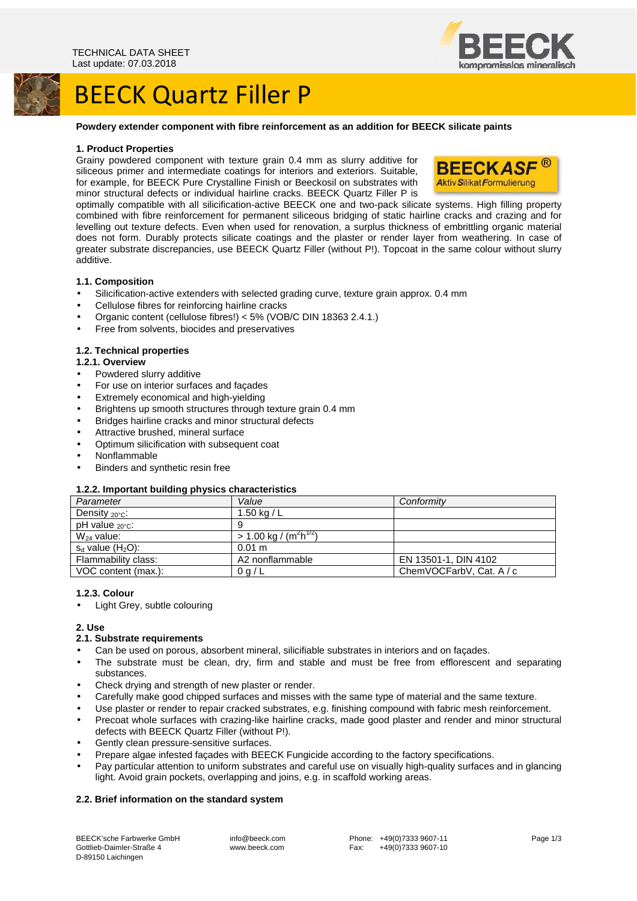TECHNICAL DATA SHEET
Last update: 07.03.2018

# BEECK Quartz Filler P

**Powdery extender component with fibre reinforcement as an addition for BEECK silicate paints**

## 1. Product Properties

Grainy powdered component with texture grain 0.4 mm as slurry additive for siliceous primer and intermediate coatings for interiors and exteriors. Suitable, for example, for BEECK Pure Crystalline Finish or Beeckosil on substrates with minor structural defects or individual hairline cracks. BEECK Quartz Filler P is optimally compatible with all silicification-active BEECK one and two-pack silicate systems. High filling property combined with fibre reinforcement for permanent siliceous bridging of static hairline cracks and crazing and for levelling out texture defects. Even when used for renovation, a surplus thickness of embrittling organic material does not form. Durably protects silicate coatings and the plaster or render layer from weathering. In case of greater substrate discrepancies, use BEECK Quartz Filler (without P!). Topcoat in the same colour without slurry additive.

### 1.1. Composition

- Silicification-active extenders with selected grading curve, texture grain approx. 0.4 mm
- Cellulose fibres for reinforcing hairline cracks
- Organic content (cellulose fibres!) < 5% (VOB/C DIN 18363 2.4.1.)
- Free from solvents, biocides and preservatives

### 1.2. Technical properties

#### 1.2.1. Overview

- Powdered slurry additive
- For use on interior surfaces and façades
- Extremely economical and high-yielding
- Brightens up smooth structures through texture grain 0.4 mm
- Bridges hairline cracks and minor structural defects
- Attractive brushed, mineral surface
- Optimum silicification with subsequent coat
- Nonflammable
- Binders and synthetic resin free

#### 1.2.2. Important building physics characteristics

| *Parameter* | *Value* | *Conformity* |
|---|---|---|
| Density $_{20°C}$: | 1.50 kg / L | |
| pH value $_{20°C}$: | 9 | |
| $W_{24}$ value: | > 1.00 kg / ($m^2h^{1/2}$) | |
| $s_d$ value ($H_2O$): | 0.01 m | |
| Flammability class: | A2 nonflammable | EN 13501-1, DIN 4102 |
| VOC content (max.): | 0 g / L | ChemVOCFarbV, Cat. A / c |

#### 1.2.3. Colour

- Light Grey, subtle colouring

## 2. Use

### 2.1. Substrate requirements

- Can be used on porous, absorbent mineral, silicifiable substrates in interiors and on façades.
- The substrate must be clean, dry, firm and stable and must be free from efflorescent and separating substances.
- Check drying and strength of new plaster or render.
- Carefully make good chipped surfaces and misses with the same type of material and the same texture.
- Use plaster or render to repair cracked substrates, e.g. finishing compound with fabric mesh reinforcement.
- Precoat whole surfaces with crazing-like hairline cracks, made good plaster and render and minor structural defects with BEECK Quartz Filler (without P!).
- Gently clean pressure-sensitive surfaces.
- Prepare algae infested façades with BEECK Fungicide according to the factory specifications.
- Pay particular attention to uniform substrates and careful use on visually high-quality surfaces and in glancing light. Avoid grain pockets, overlapping and joins, e.g. in scaffold working areas.

### 2.2. Brief information on the standard system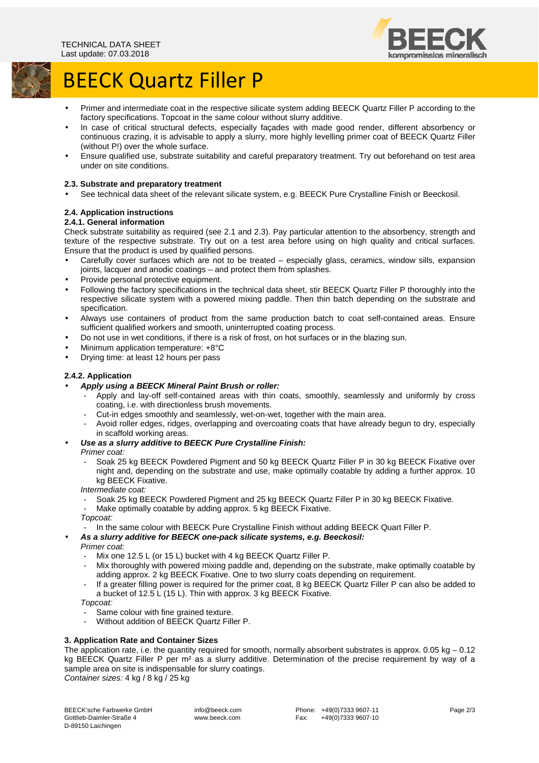# BEECK Quartz Filler P

- Primer and intermediate coat in the respective silicate system adding BEECK Quartz Filler P according to the factory specifications. Topcoat in the same colour without slurry additive.
- In case of critical structural defects, especially façades with made good render, different absorbency or continuous crazing, it is advisable to apply a slurry, more highly levelling primer coat of BEECK Quartz Filler (without P!) over the whole surface.
- Ensure qualified use, substrate suitability and careful preparatory treatment. Try out beforehand on test area under on site conditions.

### 2.3. Substrate and preparatory treatment

- See technical data sheet of the relevant silicate system, e.g. BEECK Pure Crystalline Finish or Beeckosil.

### 2.4. Application instructions

#### 2.4.1. General information

Check substrate suitability as required (see 2.1 and 2.3). Pay particular attention to the absorbency, strength and texture of the respective substrate. Try out on a test area before using on high quality and critical surfaces. Ensure that the product is used by qualified persons.

- Carefully cover surfaces which are not to be treated – especially glass, ceramics, window sills, expansion joints, lacquer and anodic coatings – and protect them from splashes.
- Provide personal protective equipment.
- Following the factory specifications in the technical data sheet, stir BEECK Quartz Filler P thoroughly into the respective silicate system with a powered mixing paddle. Then thin batch depending on the substrate and specification.
- Always use containers of product from the same production batch to coat self-contained areas. Ensure sufficient qualified workers and smooth, uninterrupted coating process.
- Do not use in wet conditions, if there is a risk of frost, on hot surfaces or in the blazing sun.
- Minimum application temperature: +8°C
- Drying time: at least 12 hours per pass

#### 2.4.2. Application

- ***Apply using a BEECK Mineral Paint Brush or roller:***
  - Apply and lay-off self-contained areas with thin coats, smoothly, seamlessly and uniformly by cross coating, i.e. with directionless brush movements.
  - Cut-in edges smoothly and seamlessly, wet-on-wet, together with the main area.
  - Avoid roller edges, ridges, overlapping and overcoating coats that have already begun to dry, especially in scaffold working areas.
- ***Use as a slurry additive to BEECK Pure Crystalline Finish:***

  *Primer coat:*
  - Soak 25 kg BEECK Powdered Pigment and 50 kg BEECK Quartz Filler P in 30 kg BEECK Fixative over night and, depending on the substrate and use, make optimally coatable by adding a further approx. 10 kg BEECK Fixative.

  *Intermediate coat:*
  - Soak 25 kg BEECK Powdered Pigment and 25 kg BEECK Quartz Filler P in 30 kg BEECK Fixative.
  - Make optimally coatable by adding approx. 5 kg BEECK Fixative.

  *Topcoat:*
  - In the same colour with BEECK Pure Crystalline Finish without adding BEECK Quart Filler P.
- ***As a slurry additive for BEECK one-pack silicate systems, e.g. Beeckosil:***

  *Primer coat:*
  - Mix one 12.5 L (or 15 L) bucket with 4 kg BEECK Quartz Filler P.
  - Mix thoroughly with powered mixing paddle and, depending on the substrate, make optimally coatable by adding approx. 2 kg BEECK Fixative. One to two slurry coats depending on requirement.
  - If a greater filling power is required for the primer coat, 8 kg BEECK Quartz Filler P can also be added to a bucket of 12.5 L (15 L). Thin with approx. 3 kg BEECK Fixative.

  *Topcoat:*
  - Same colour with fine grained texture.
  - Without addition of BEECK Quartz Filler P.

### 3. Application Rate and Container Sizes

The application rate, i.e. the quantity required for smooth, normally absorbent substrates is approx. 0.05 kg – 0.12 kg BEECK Quartz Filler P per m² as a slurry additive. Determination of the precise requirement by way of a sample area on site is indispensable for slurry coatings.

*Container sizes:* 4 kg / 8 kg / 25 kg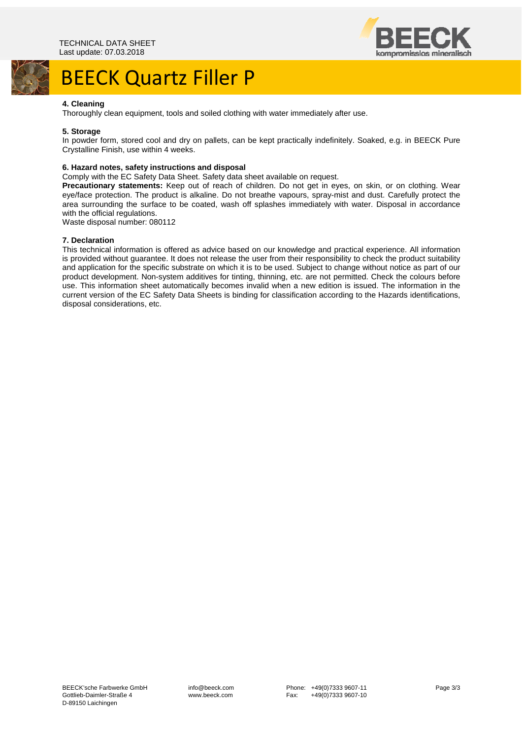# BEECK Quartz Filler P

#### 4. Cleaning

Thoroughly clean equipment, tools and soiled clothing with water immediately after use.

#### 5. Storage

In powder form, stored cool and dry on pallets, can be kept practically indefinitely. Soaked, e.g. in BEECK Pure Crystalline Finish, use within 4 weeks.

#### 6. Hazard notes, safety instructions and disposal

Comply with the EC Safety Data Sheet. Safety data sheet available on request.

**Precautionary statements:** Keep out of reach of children. Do not get in eyes, on skin, or on clothing. Wear eye/face protection. The product is alkaline. Do not breathe vapours, spray-mist and dust. Carefully protect the area surrounding the surface to be coated, wash off splashes immediately with water. Disposal in accordance with the official regulations.

Waste disposal number: 080112

#### 7. Declaration

This technical information is offered as advice based on our knowledge and practical experience. All information is provided without guarantee. It does not release the user from their responsibility to check the product suitability and application for the specific substrate on which it is to be used. Subject to change without notice as part of our product development. Non-system additives for tinting, thinning, etc. are not permitted. Check the colours before use. This information sheet automatically becomes invalid when a new edition is issued. The information in the current version of the EC Safety Data Sheets is binding for classification according to the Hazards identifications, disposal considerations, etc.